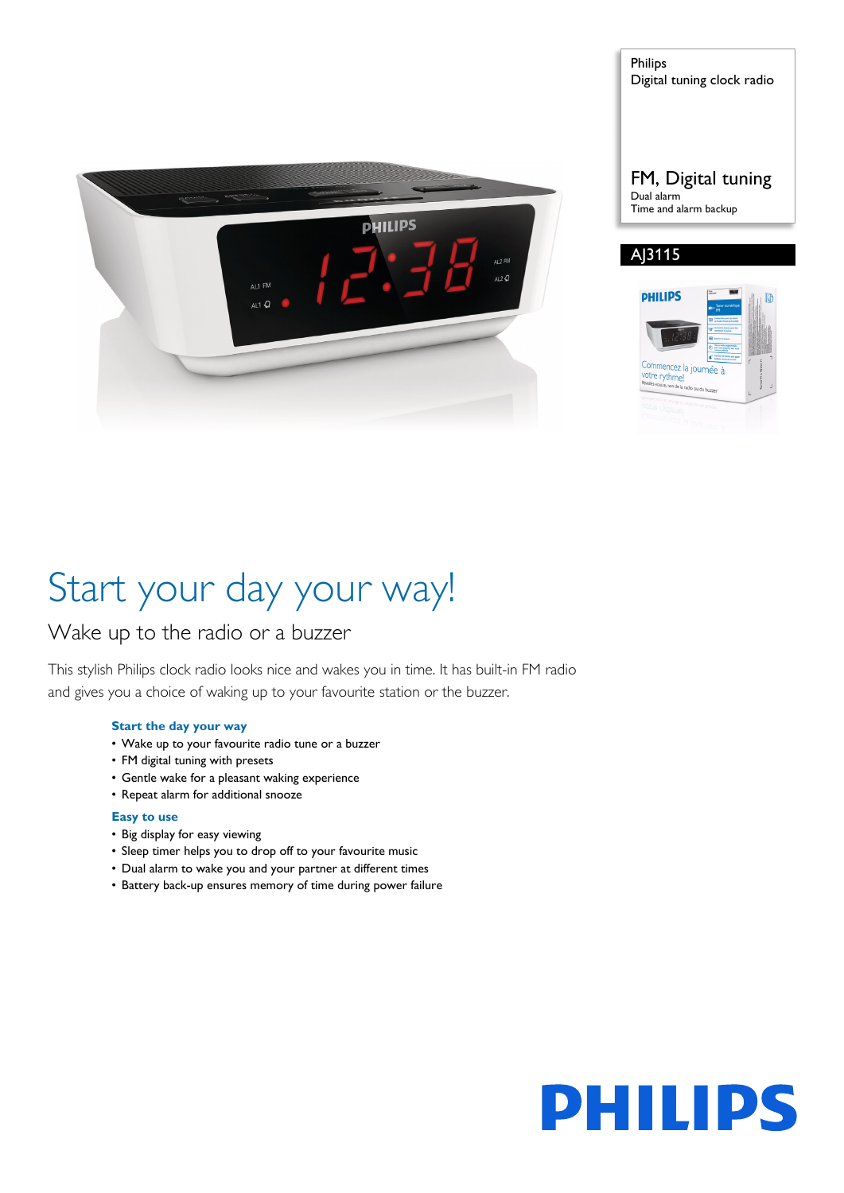Philips
Digital tuning clock radio

FM, Digital tuning
Dual alarm
Time and alarm backup

AJ3115

# Start your day your way!

## Wake up to the radio or a buzzer

This stylish Philips clock radio looks nice and wakes you in time. It has built-in FM radio and gives you a choice of waking up to your favourite station or the buzzer.

### Start the day your way

- Wake up to your favourite radio tune or a buzzer
- FM digital tuning with presets
- Gentle wake for a pleasant waking experience
- Repeat alarm for additional snooze

### Easy to use

- Big display for easy viewing
- Sleep timer helps you to drop off to your favourite music
- Dual alarm to wake you and your partner at different times
- Battery back-up ensures memory of time during power failure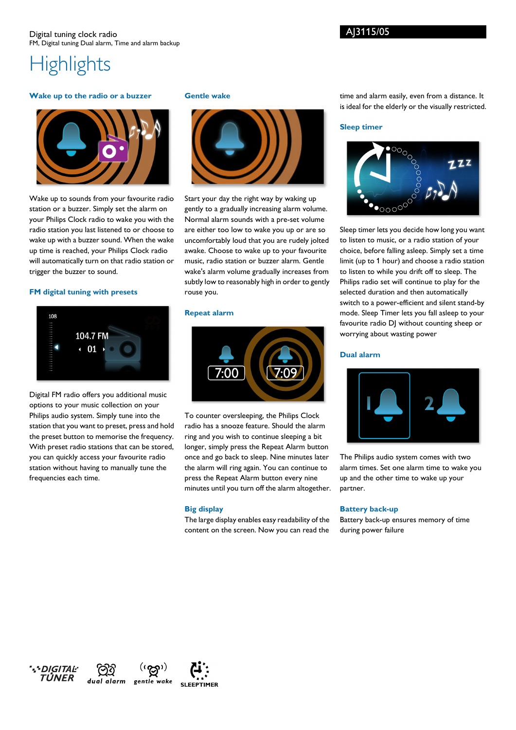Digital tuning clock radio
FM, Digital tuning Dual alarm, Time and alarm backup

AJ3115/05

# Highlights

### Wake up to the radio or a buzzer

Wake up to sounds from your favourite radio station or a buzzer. Simply set the alarm on your Philips Clock radio to wake you with the radio station you last listened to or choose to wake up with a buzzer sound. When the wake up time is reached, your Philips Clock radio will automatically turn on that radio station or trigger the buzzer to sound.

### FM digital tuning with presets

Digital FM radio offers you additional music options to your music collection on your Philips audio system. Simply tune into the station that you want to preset, press and hold the preset button to memorise the frequency. With preset radio stations that can be stored, you can quickly access your favourite radio station without having to manually tune the frequencies each time.

### Gentle wake

Start your day the right way by waking up gently to a gradually increasing alarm volume. Normal alarm sounds with a pre-set volume are either too low to wake you up or are so uncomfortably loud that you are rudely jolted awake. Choose to wake up to your favourite music, radio station or buzzer alarm. Gentle wake's alarm volume gradually increases from subtly low to reasonably high in order to gently rouse you.

### Repeat alarm

To counter oversleeping, the Philips Clock radio has a snooze feature. Should the alarm ring and you wish to continue sleeping a bit longer, simply press the Repeat Alarm button once and go back to sleep. Nine minutes later the alarm will ring again. You can continue to press the Repeat Alarm button every nine minutes until you turn off the alarm altogether.

### Big display

The large display enables easy readability of the content on the screen. Now you can read the time and alarm easily, even from a distance. It is ideal for the elderly or the visually restricted.

### Sleep timer

Sleep timer lets you decide how long you want to listen to music, or a radio station of your choice, before falling asleep. Simply set a time limit (up to 1 hour) and choose a radio station to listen to while you drift off to sleep. The Philips radio set will continue to play for the selected duration and then automatically switch to a power-efficient and silent stand-by mode. Sleep Timer lets you fall asleep to your favourite radio DJ without counting sheep or worrying about wasting power

### Dual alarm

The Philips audio system comes with two alarm times. Set one alarm time to wake you up and the other time to wake up your partner.

### Battery back-up

Battery back-up ensures memory of time during power failure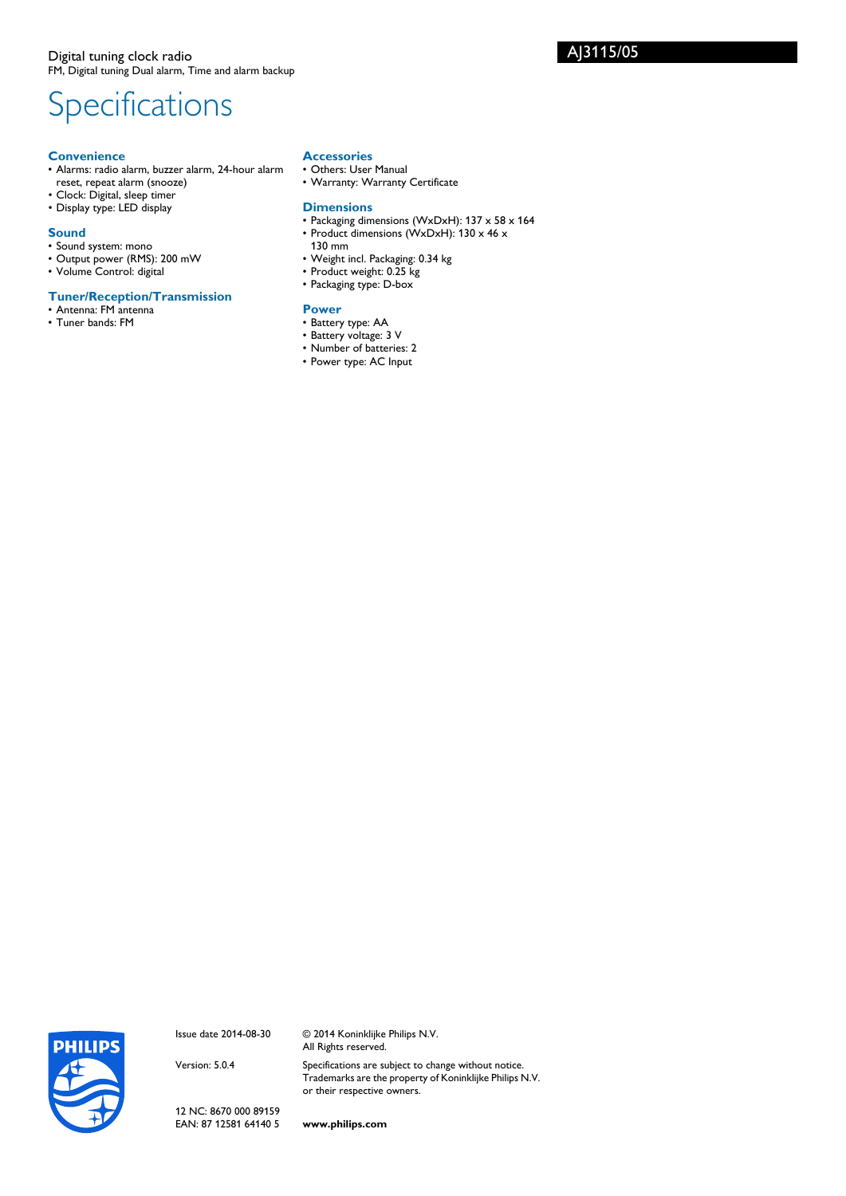Digital tuning clock radio
FM, Digital tuning Dual alarm, Time and alarm backup

AJ3115/05

# Specifications

### Convenience

- Alarms: radio alarm, buzzer alarm, 24-hour alarm reset, repeat alarm (snooze)
- Clock: Digital, sleep timer
- Display type: LED display

### Sound

- Sound system: mono
- Output power (RMS): 200 mW
- Volume Control: digital

### Tuner/Reception/Transmission

- Antenna: FM antenna
- Tuner bands: FM

### Accessories

- Others: User Manual
- Warranty: Warranty Certificate

### Dimensions

- Packaging dimensions (WxDxH): 137 x 58 x 164
- Product dimensions (WxDxH): 130 x 46 x 130 mm
- Weight incl. Packaging: 0.34 kg
- Product weight: 0.25 kg
- Packaging type: D-box

### Power

- Battery type: AA
- Battery voltage: 3 V
- Number of batteries: 2
- Power type: AC Input

Issue date 2014-08-30

Version: 5.0.4

12 NC: 8670 000 89159
EAN: 87 12581 64140 5

© 2014 Koninklijke Philips N.V.
All Rights reserved.

Specifications are subject to change without notice. Trademarks are the property of Koninklijke Philips N.V. or their respective owners.

**www.philips.com**